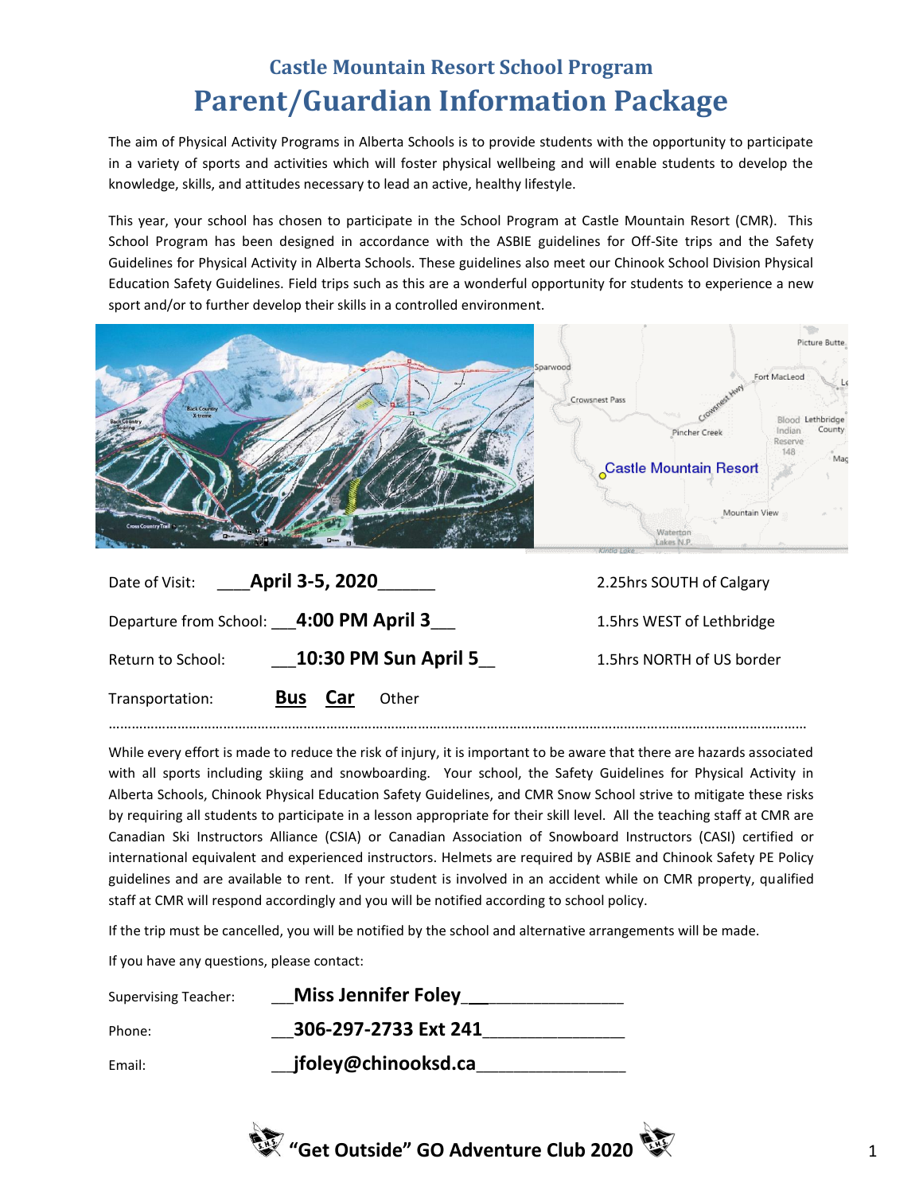# Castle Mountain Resort School Program

# Parent/Guardian Information Package

The aim of Physical Activity Programs in Alberta Schools is to provide students with the opportunity to participate in a variety of sports and activities which will foster physical wellbeing and will enable students to develop the knowledge, skills, and attitudes necessary to lead an active, healthy lifestyle.

This year, your school has chosen to participate in the School Program at Castle Mountain Resort (CMR). This School Program has been designed in accordance with the ASBIE guidelines for Off-Site trips and the Safety Guidelines for Physical Activity in Alberta Schools. These guidelines also meet our Chinook School Division Physical Education Safety Guidelines. Field trips such as this are a wonderful opportunity for students to experience a new sport and/or to further develop their skills in a controlled environment.

Date of Visit: ___**April 3-5, 2020**______

Departure from School: ___**4:00 PM April 3**___

Return to School: ___**10:30 PM Sun April 5**__

Transportation: **Bus** **Car** Other

2.25hrs SOUTH of Calgary

1.5hrs WEST of Lethbridge

1.5hrs NORTH of US border

While every effort is made to reduce the risk of injury, it is important to be aware that there are hazards associated with all sports including skiing and snowboarding. Your school, the Safety Guidelines for Physical Activity in Alberta Schools, Chinook Physical Education Safety Guidelines, and CMR Snow School strive to mitigate these risks by requiring all students to participate in a lesson appropriate for their skill level. All the teaching staff at CMR are Canadian Ski Instructors Alliance (CSIA) or Canadian Association of Snowboard Instructors (CASI) certified or international equivalent and experienced instructors. Helmets are required by ASBIE and Chinook Safety PE Policy guidelines and are available to rent. If your student is involved in an accident while on CMR property, qualified staff at CMR will respond accordingly and you will be notified according to school policy.

If the trip must be cancelled, you will be notified by the school and alternative arrangements will be made.

If you have any questions, please contact:

Supervising Teacher: __**Miss Jennifer Foley**__

Phone: __**306-297-2733 Ext 241**__

Email: __**jfoley@chinooksd.ca**__

**"Get Outside" GO Adventure Club 2020**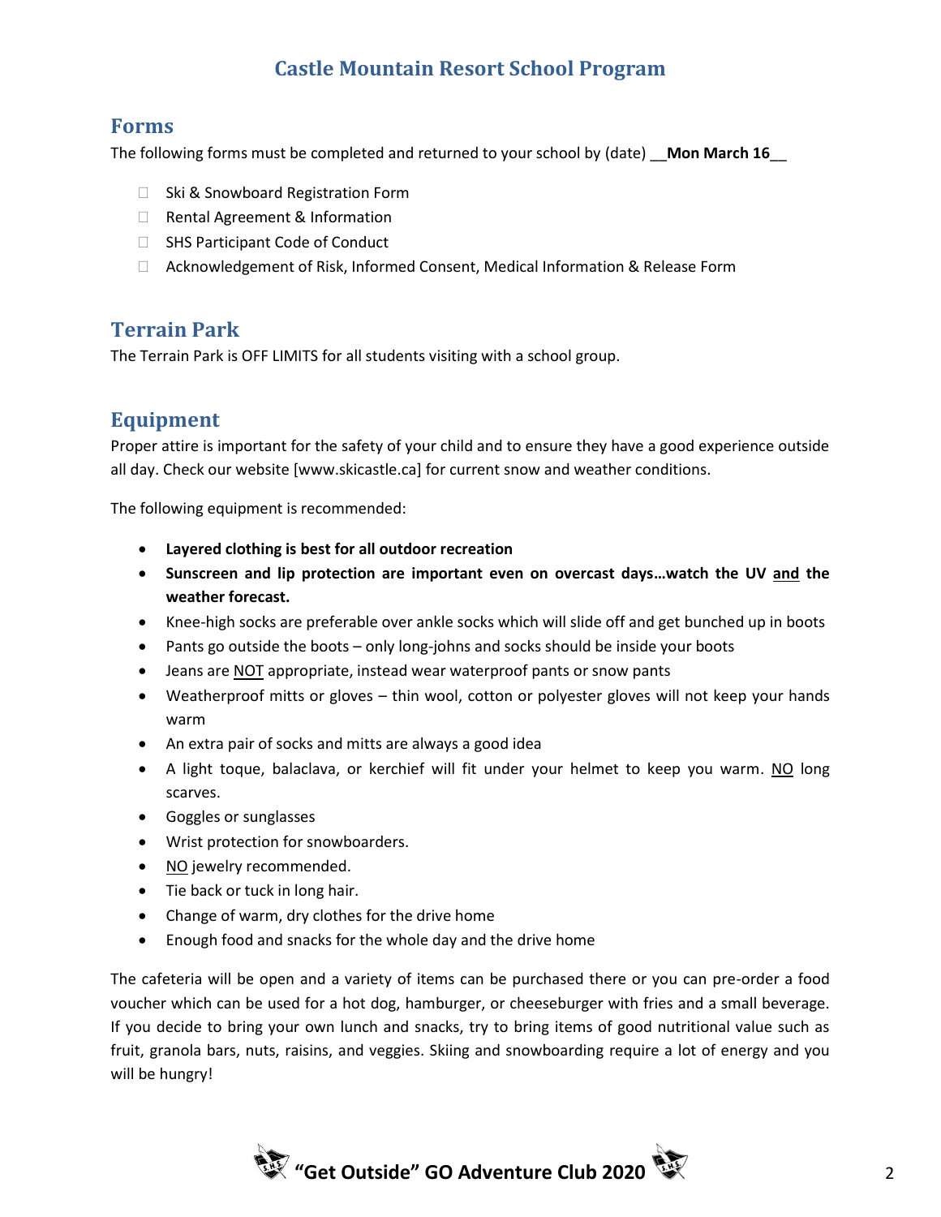# Castle Mountain Resort School Program

## Forms

The following forms must be completed and returned to your school by (date) __**Mon March 16**__

- ☐ Ski & Snowboard Registration Form
- ☐ Rental Agreement & Information
- ☐ SHS Participant Code of Conduct
- ☐ Acknowledgement of Risk, Informed Consent, Medical Information & Release Form

## Terrain Park

The Terrain Park is OFF LIMITS for all students visiting with a school group.

## Equipment

Proper attire is important for the safety of your child and to ensure they have a good experience outside all day. Check our website [www.skicastle.ca] for current snow and weather conditions.

The following equipment is recommended:

- **Layered clothing is best for all outdoor recreation**
- **Sunscreen and lip protection are important even on overcast days…watch the UV and the weather forecast.**
- Knee-high socks are preferable over ankle socks which will slide off and get bunched up in boots
- Pants go outside the boots – only long-johns and socks should be inside your boots
- Jeans are NOT appropriate, instead wear waterproof pants or snow pants
- Weatherproof mitts or gloves – thin wool, cotton or polyester gloves will not keep your hands warm
- An extra pair of socks and mitts are always a good idea
- A light toque, balaclava, or kerchief will fit under your helmet to keep you warm. NO long scarves.
- Goggles or sunglasses
- Wrist protection for snowboarders.
- NO jewelry recommended.
- Tie back or tuck in long hair.
- Change of warm, dry clothes for the drive home
- Enough food and snacks for the whole day and the drive home

The cafeteria will be open and a variety of items can be purchased there or you can pre-order a food voucher which can be used for a hot dog, hamburger, or cheeseburger with fries and a small beverage. If you decide to bring your own lunch and snacks, try to bring items of good nutritional value such as fruit, granola bars, nuts, raisins, and veggies. Skiing and snowboarding require a lot of energy and you will be hungry!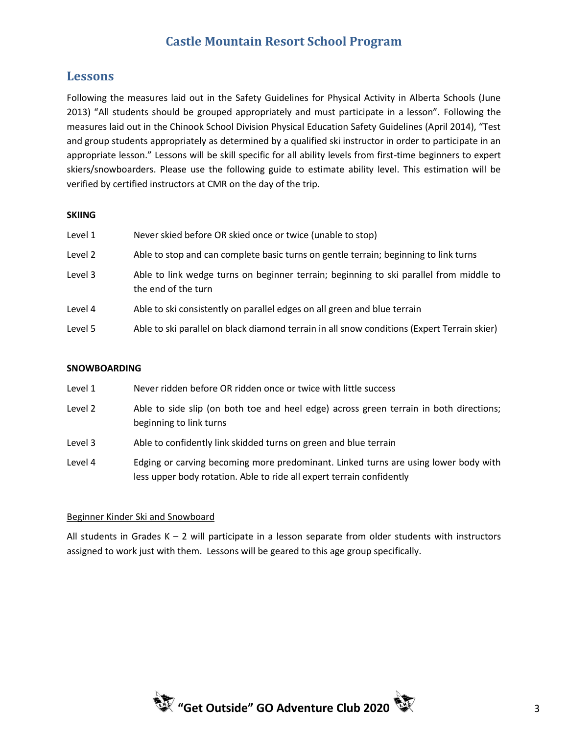# Castle Mountain Resort School Program

## Lessons

Following the measures laid out in the Safety Guidelines for Physical Activity in Alberta Schools (June 2013) "All students should be grouped appropriately and must participate in a lesson". Following the measures laid out in the Chinook School Division Physical Education Safety Guidelines (April 2014), "Test and group students appropriately as determined by a qualified ski instructor in order to participate in an appropriate lesson." Lessons will be skill specific for all ability levels from first-time beginners to expert skiers/snowboarders. Please use the following guide to estimate ability level. This estimation will be verified by certified instructors at CMR on the day of the trip.

**SKIING**

| | |
|---|---|
| Level 1 | Never skied before OR skied once or twice (unable to stop) |
| Level 2 | Able to stop and can complete basic turns on gentle terrain; beginning to link turns |
| Level 3 | Able to link wedge turns on beginner terrain; beginning to ski parallel from middle to the end of the turn |
| Level 4 | Able to ski consistently on parallel edges on all green and blue terrain |
| Level 5 | Able to ski parallel on black diamond terrain in all snow conditions (Expert Terrain skier) |

**SNOWBOARDING**

| | |
|---|---|
| Level 1 | Never ridden before OR ridden once or twice with little success |
| Level 2 | Able to side slip (on both toe and heel edge) across green terrain in both directions; beginning to link turns |
| Level 3 | Able to confidently link skidded turns on green and blue terrain |
| Level 4 | Edging or carving becoming more predominant. Linked turns are using lower body with less upper body rotation. Able to ride all expert terrain confidently |

Beginner Kinder Ski and Snowboard

All students in Grades K – 2 will participate in a lesson separate from older students with instructors assigned to work just with them. Lessons will be geared to this age group specifically.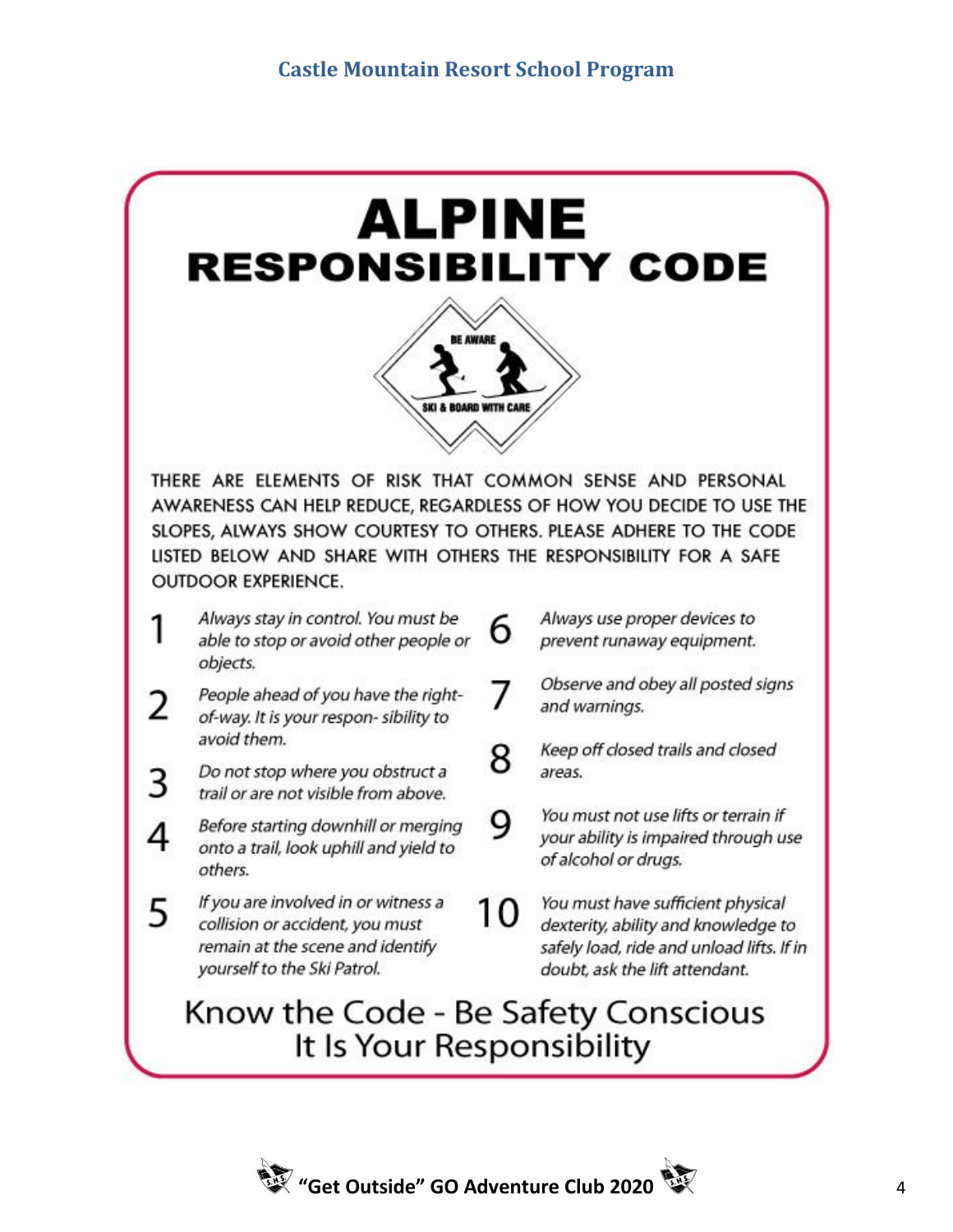# ALPINE RESPONSIBILITY CODE

BE AWARE

SKI & BOARD WITH CARE

THERE ARE ELEMENTS OF RISK THAT COMMON SENSE AND PERSONAL AWARENESS CAN HELP REDUCE, REGARDLESS OF HOW YOU DECIDE TO USE THE SLOPES, ALWAYS SHOW COURTESY TO OTHERS. PLEASE ADHERE TO THE CODE LISTED BELOW AND SHARE WITH OTHERS THE RESPONSIBILITY FOR A SAFE OUTDOOR EXPERIENCE.

1. *Always stay in control. You must be able to stop or avoid other people or objects.*
2. *People ahead of you have the right-of-way. It is your respon- sibility to avoid them.*
3. *Do not stop where you obstruct a trail or are not visible from above.*
4. *Before starting downhill or merging onto a trail, look uphill and yield to others.*
5. *If you are involved in or witness a collision or accident, you must remain at the scene and identify yourself to the Ski Patrol.*
6. *Always use proper devices to prevent runaway equipment.*
7. *Observe and obey all posted signs and warnings.*
8. *Keep off closed trails and closed areas.*
9. *You must not use lifts or terrain if your ability is impaired through use of alcohol or drugs.*
10. *You must have sufficient physical dexterity, ability and knowledge to safely load, ride and unload lifts. If in doubt, ask the lift attendant.*

Know the Code - Be Safety Conscious
It Is Your Responsibility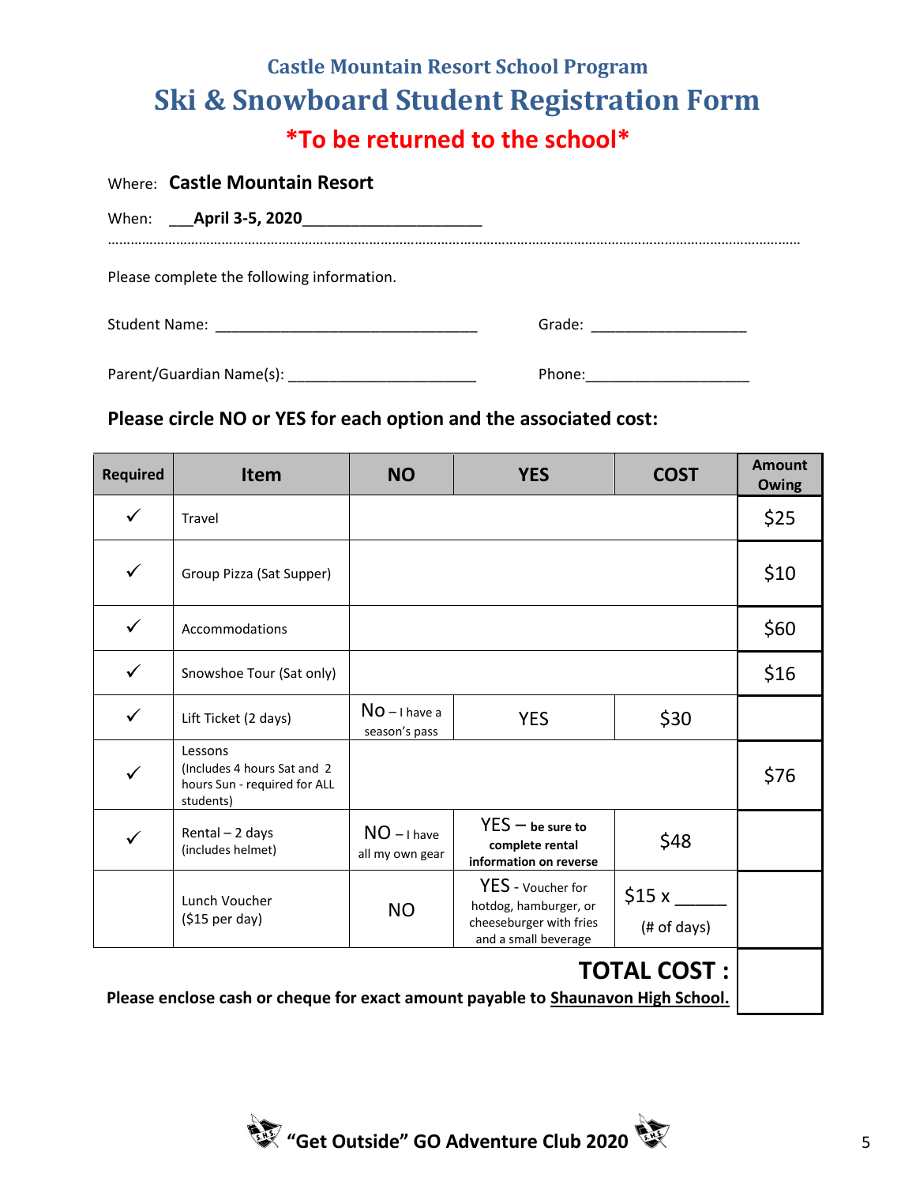### Castle Mountain Resort School Program

# Ski & Snowboard Student Registration Form

## *To be returned to the school*

Where: **Castle Mountain Resort**

When: ___**April 3-5, 2020**_____________________

Please complete the following information.

Student Name: _________________________________ Grade: ___________________

Parent/Guardian Name(s): _______________________ Phone:___________________

**Please circle NO or YES for each option and the associated cost:**

| Required | Item | NO | YES | COST | Amount Owing |
|---|---|---|---|---|---|
| ✓ | Travel | | | | $25 |
| ✓ | Group Pizza (Sat Supper) | | | | $10 |
| ✓ | Accommodations | | | | $60 |
| ✓ | Snowshoe Tour (Sat only) | | | | $16 |
| ✓ | Lift Ticket (2 days) | No – I have a season's pass | YES | $30 | |
| ✓ | Lessons (Includes 4 hours Sat and 2 hours Sun - required for ALL students) | | | | $76 |
| ✓ | Rental – 2 days (includes helmet) | NO – I have all my own gear | YES – **be sure to complete rental information on reverse** | $48 | |
| | Lunch Voucher ($15 per day) | NO | YES - Voucher for hotdog, hamburger, or cheeseburger with fries and a small beverage | $15 x _____ (# of days) | |

**TOTAL COST :**

**Please enclose cash or cheque for exact amount payable to Shaunavon High School.**

**"Get Outside" GO Adventure Club 2020**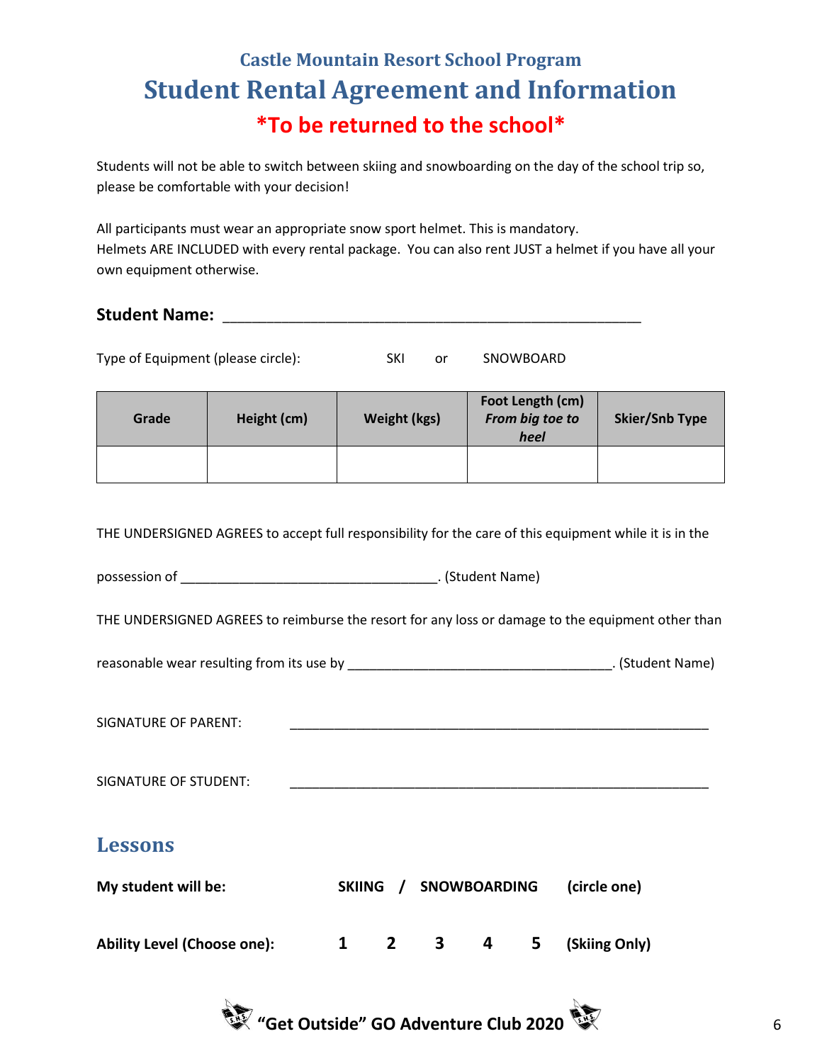### Castle Mountain Resort School Program

# Student Rental Agreement and Information

## *To be returned to the school*

Students will not be able to switch between skiing and snowboarding on the day of the school trip so, please be comfortable with your decision!

All participants must wear an appropriate snow sport helmet. This is mandatory.
Helmets ARE INCLUDED with every rental package. You can also rent JUST a helmet if you have all your own equipment otherwise.

**Student Name:** ______________________________________________________

Type of Equipment (please circle): SKI or SNOWBOARD

| Grade | Height (cm) | Weight (kgs) | Foot Length (cm) *From big toe to heel* | Skier/Snb Type |
|---|---|---|---|---|
| | | | | |

THE UNDERSIGNED AGREES to accept full responsibility for the care of this equipment while it is in the possession of ___________________________________. (Student Name)

THE UNDERSIGNED AGREES to reimburse the resort for any loss or damage to the equipment other than reasonable wear resulting from its use by ____________________________________. (Student Name)

SIGNATURE OF PARENT: ___________________________________________________________

SIGNATURE OF STUDENT: ___________________________________________________________

## Lessons

**My student will be:** **SKIING / SNOWBOARDING (circle one)**

**Ability Level (Choose one): 1 2 3 4 5 (Skiing Only)**

**"Get Outside" GO Adventure Club 2020**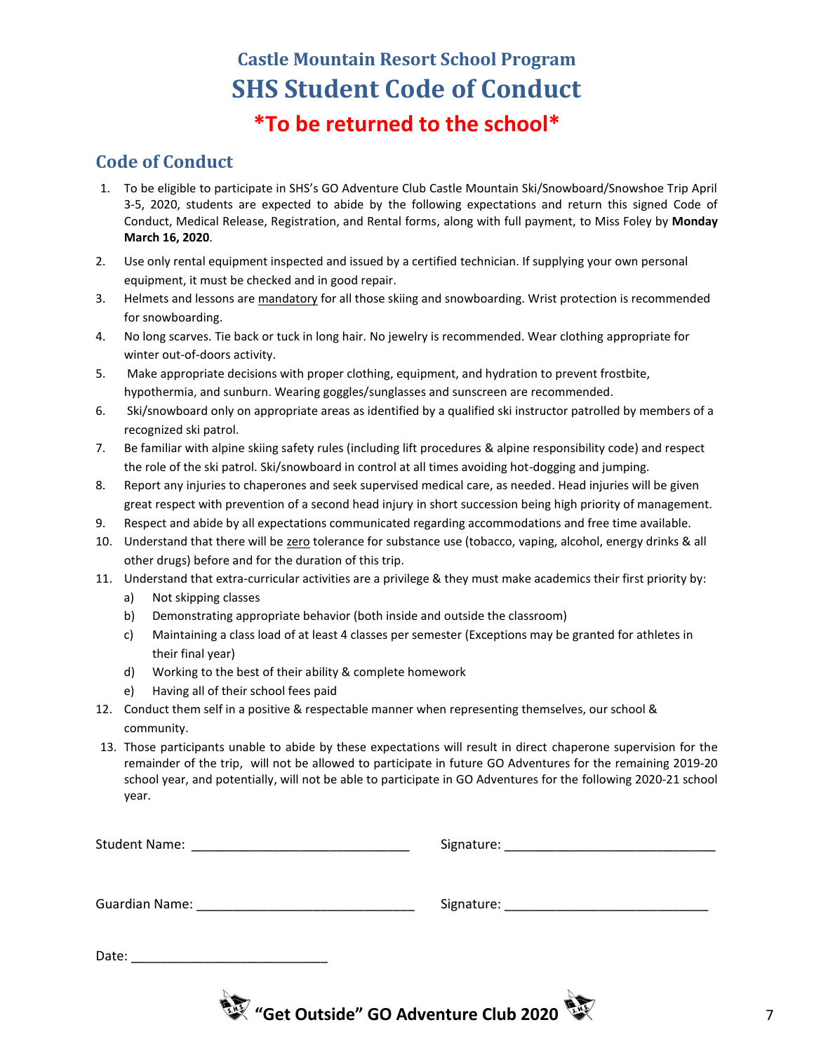# Castle Mountain Resort School Program

# SHS Student Code of Conduct

## *To be returned to the school*

## Code of Conduct

1. To be eligible to participate in SHS's GO Adventure Club Castle Mountain Ski/Snowboard/Snowshoe Trip April 3-5, 2020, students are expected to abide by the following expectations and return this signed Code of Conduct, Medical Release, Registration, and Rental forms, along with full payment, to Miss Foley by **Monday March 16, 2020**.
2. Use only rental equipment inspected and issued by a certified technician. If supplying your own personal equipment, it must be checked and in good repair.
3. Helmets and lessons are <u>mandatory</u> for all those skiing and snowboarding. Wrist protection is recommended for snowboarding.
4. No long scarves. Tie back or tuck in long hair. No jewelry is recommended. Wear clothing appropriate for winter out-of-doors activity.
5. Make appropriate decisions with proper clothing, equipment, and hydration to prevent frostbite, hypothermia, and sunburn. Wearing goggles/sunglasses and sunscreen are recommended.
6. Ski/snowboard only on appropriate areas as identified by a qualified ski instructor patrolled by members of a recognized ski patrol.
7. Be familiar with alpine skiing safety rules (including lift procedures & alpine responsibility code) and respect the role of the ski patrol. Ski/snowboard in control at all times avoiding hot-dogging and jumping.
8. Report any injuries to chaperones and seek supervised medical care, as needed. Head injuries will be given great respect with prevention of a second head injury in short succession being high priority of management.
9. Respect and abide by all expectations communicated regarding accommodations and free time available.
10. Understand that there will be <u>zero</u> tolerance for substance use (tobacco, vaping, alcohol, energy drinks & all other drugs) before and for the duration of this trip.
11. Understand that extra-curricular activities are a privilege & they must make academics their first priority by:
    a) Not skipping classes
    b) Demonstrating appropriate behavior (both inside and outside the classroom)
    c) Maintaining a class load of at least 4 classes per semester (Exceptions may be granted for athletes in their final year)
    d) Working to the best of their ability & complete homework
    e) Having all of their school fees paid
12. Conduct them self in a positive & respectable manner when representing themselves, our school & community.
13. Those participants unable to abide by these expectations will result in direct chaperone supervision for the remainder of the trip, will not be allowed to participate in future GO Adventures for the remaining 2019-20 school year, and potentially, will not be able to participate in GO Adventures for the following 2020-21 school year.

Student Name: ______________________________ Signature: ______________________________

Guardian Name: ______________________________ Signature: ____________________________

Date: ___________________________

**"Get Outside" GO Adventure Club 2020**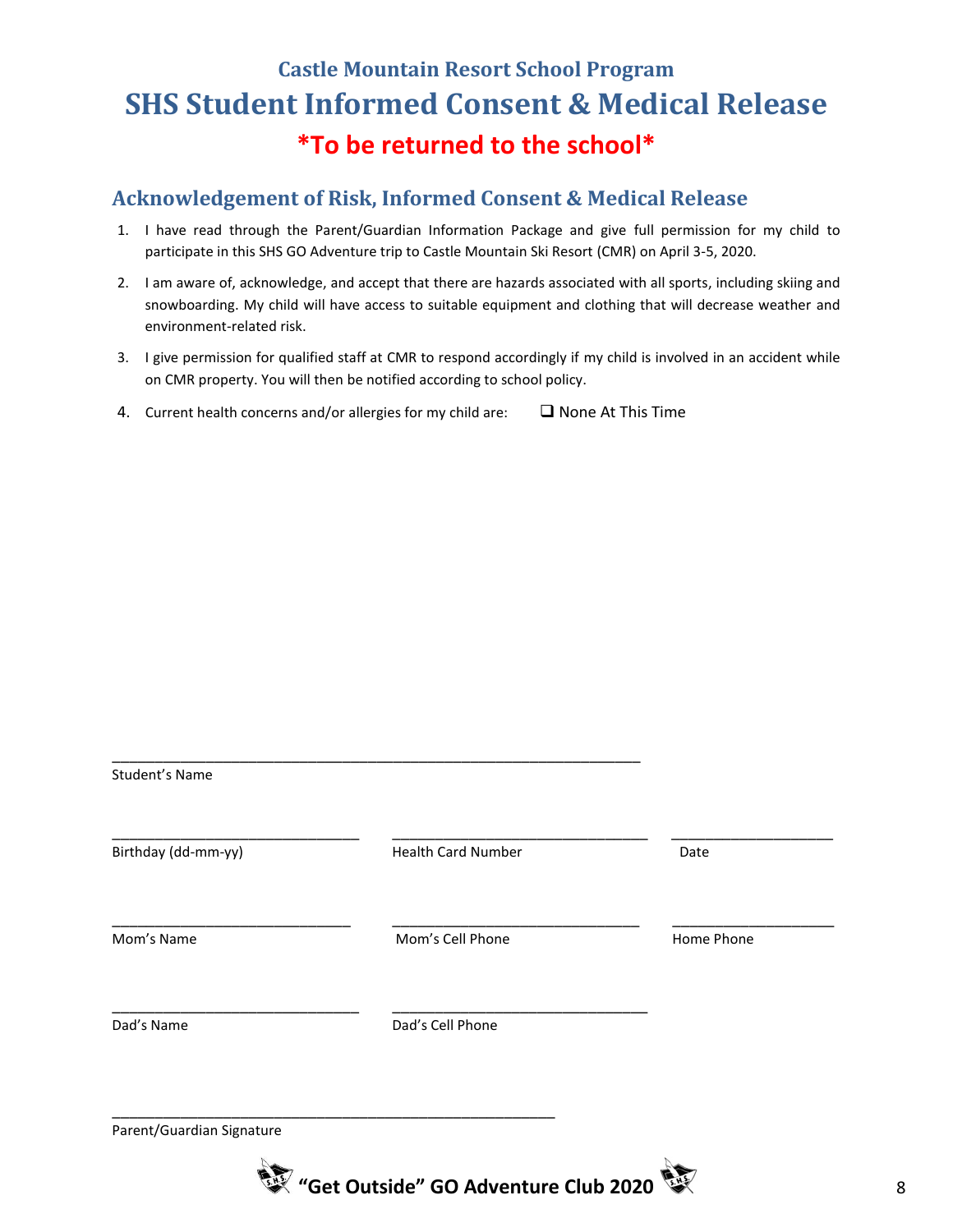### Castle Mountain Resort School Program

# SHS Student Informed Consent & Medical Release

## *To be returned to the school*

## Acknowledgement of Risk, Informed Consent & Medical Release

1. I have read through the Parent/Guardian Information Package and give full permission for my child to participate in this SHS GO Adventure trip to Castle Mountain Ski Resort (CMR) on April 3-5, 2020.
2. I am aware of, acknowledge, and accept that there are hazards associated with all sports, including skiing and snowboarding. My child will have access to suitable equipment and clothing that will decrease weather and environment-related risk.
3. I give permission for qualified staff at CMR to respond accordingly if my child is involved in an accident while on CMR property. You will then be notified according to school policy.
4. Current health concerns and/or allergies for my child are: ❑ None At This Time

\_\_\_\_\_\_\_\_\_\_\_\_\_\_\_\_\_\_\_\_\_\_\_\_\_\_\_\_\_\_\_\_\_\_\_\_\_\_\_\_\_\_\_\_\_\_\_\_\_\_\_\_\_\_\_\_\_\_\_\_\_\_\_\_\_\_
Student's Name

\_\_\_\_\_\_\_\_\_\_\_\_\_\_\_\_\_\_\_\_\_\_\_\_\_\_\_\_\_\_\_\_ \_\_\_\_\_\_\_\_\_\_\_\_\_\_\_\_\_\_\_\_\_\_\_\_\_\_\_\_\_\_\_\_ \_\_\_\_\_\_\_\_\_\_\_\_\_\_\_\_\_\_\_\_
Birthday (dd-mm-yy) Health Card Number Date

\_\_\_\_\_\_\_\_\_\_\_\_\_\_\_\_\_\_\_\_\_\_\_\_\_\_\_\_\_\_\_ \_\_\_\_\_\_\_\_\_\_\_\_\_\_\_\_\_\_\_\_\_\_\_\_\_\_\_\_\_\_\_\_ \_\_\_\_\_\_\_\_\_\_\_\_\_\_\_\_\_\_\_\_
Mom's Name Mom's Cell Phone Home Phone

\_\_\_\_\_\_\_\_\_\_\_\_\_\_\_\_\_\_\_\_\_\_\_\_\_\_\_\_\_\_\_\_ \_\_\_\_\_\_\_\_\_\_\_\_\_\_\_\_\_\_\_\_\_\_\_\_\_\_\_\_\_\_\_\_
Dad's Name Dad's Cell Phone

\_\_\_\_\_\_\_\_\_\_\_\_\_\_\_\_\_\_\_\_\_\_\_\_\_\_\_\_\_\_\_\_\_\_\_\_\_\_\_\_\_\_\_\_\_\_\_\_\_\_\_\_\_\_\_\_
Parent/Guardian Signature

**"Get Outside" GO Adventure Club 2020**